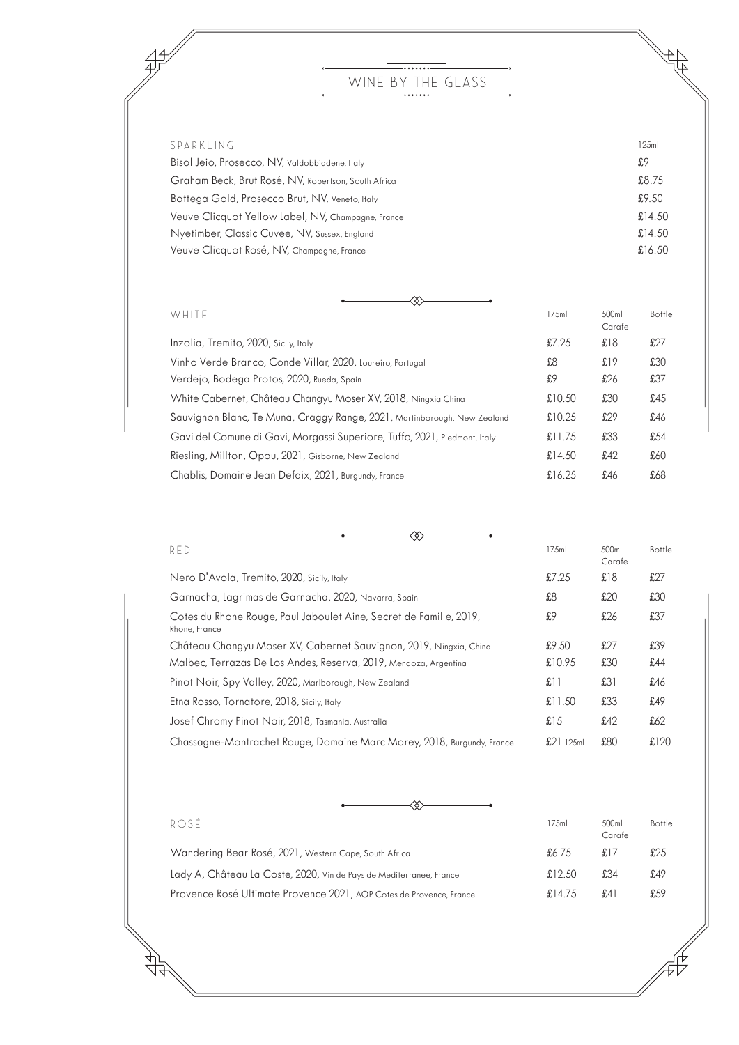# WINE BY THE GLASS

## SPARKLING

| | 125ml |
|---|---|
| Bisol Jeio, Prosecco, NV, Valdobbiadene, Italy | £9 |
| Graham Beck, Brut Rosé, NV, Robertson, South Africa | £8.75 |
| Bottega Gold, Prosecco Brut, NV, Veneto, Italy | £9.50 |
| Veuve Clicquot Yellow Label, NV, Champagne, France | £14.50 |
| Nyetimber, Classic Cuvee, NV, Sussex, England | £14.50 |
| Veuve Clicquot Rosé, NV, Champagne, France | £16.50 |

## WHITE

| | 175ml | 500ml Carafe | Bottle |
|---|---|---|---|
| Inzolia, Tremito, 2020, Sicily, Italy | £7.25 | £18 | £27 |
| Vinho Verde Branco, Conde Villar, 2020, Loureiro, Portugal | £8 | £19 | £30 |
| Verdejo, Bodega Protos, 2020, Rueda, Spain | £9 | £26 | £37 |
| White Cabernet, Château Changyu Moser XV, 2018, Ningxia China | £10.50 | £30 | £45 |
| Sauvignon Blanc, Te Muna, Craggy Range, 2021, Martinborough, New Zealand | £10.25 | £29 | £46 |
| Gavi del Comune di Gavi, Morgassi Superiore, Tuffo, 2021, Piedmont, Italy | £11.75 | £33 | £54 |
| Riesling, Millton, Opou, 2021, Gisborne, New Zealand | £14.50 | £42 | £60 |
| Chablis, Domaine Jean Defaix, 2021, Burgundy, France | £16.25 | £46 | £68 |

## RED

| | 175ml | 500ml Carafe | Bottle |
|---|---|---|---|
| Nero D'Avola, Tremito, 2020, Sicily, Italy | £7.25 | £18 | £27 |
| Garnacha, Lagrimas de Garnacha, 2020, Navarra, Spain | £8 | £20 | £30 |
| Cotes du Rhone Rouge, Paul Jaboulet Aine, Secret de Famille, 2019, Rhone, France | £9 | £26 | £37 |
| Château Changyu Moser XV, Cabernet Sauvignon, 2019, Ningxia, China | £9.50 | £27 | £39 |
| Malbec, Terrazas De Los Andes, Reserva, 2019, Mendoza, Argentina | £10.95 | £30 | £44 |
| Pinot Noir, Spy Valley, 2020, Marlborough, New Zealand | £11 | £31 | £46 |
| Etna Rosso, Tornatore, 2018, Sicily, Italy | £11.50 | £33 | £49 |
| Josef Chromy Pinot Noir, 2018, Tasmania, Australia | £15 | £42 | £62 |
| Chassagne-Montrachet Rouge, Domaine Marc Morey, 2018, Burgundy, France | £21 125ml | £80 | £120 |

## ROSÉ

| | 175ml | 500ml Carafe | Bottle |
|---|---|---|---|
| Wandering Bear Rosé, 2021, Western Cape, South Africa | £6.75 | £17 | £25 |
| Lady A, Château La Coste, 2020, Vin de Pays de Mediterranee, France | £12.50 | £34 | £49 |
| Provence Rosé Ultimate Provence 2021, AOP Cotes de Provence, France | £14.75 | £41 | £59 |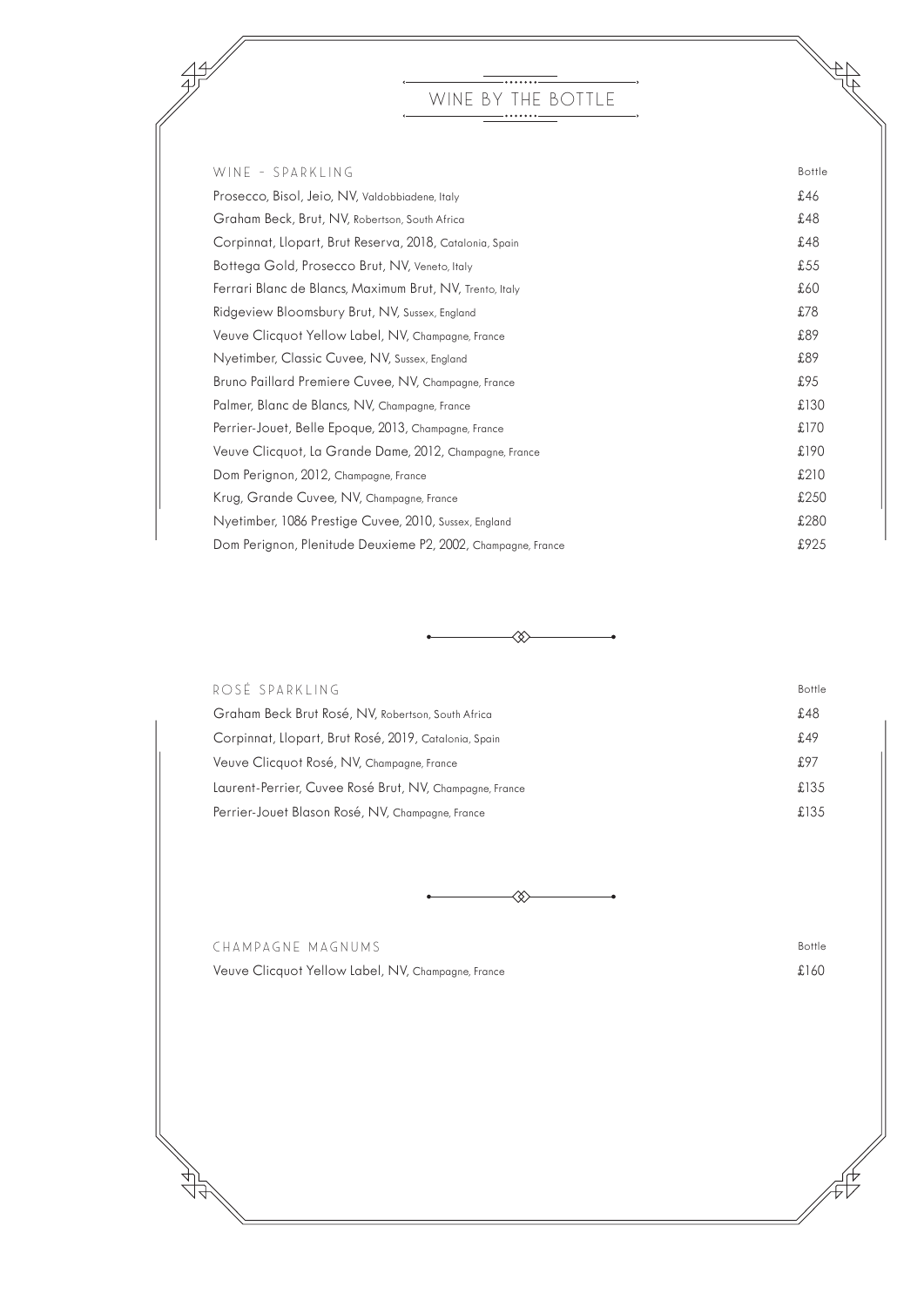# WINE BY THE BOTTLE

| WINE – SPARKLING | Bottle |
| --- | --- |
| Prosecco, Bisol, Jeio, NV, Valdobbiadene, Italy | £46 |
| Graham Beck, Brut, NV, Robertson, South Africa | £48 |
| Corpinnat, Llopart, Brut Reserva, 2018, Catalonia, Spain | £48 |
| Bottega Gold, Prosecco Brut, NV, Veneto, Italy | £55 |
| Ferrari Blanc de Blancs, Maximum Brut, NV, Trento, Italy | £60 |
| Ridgeview Bloomsbury Brut, NV, Sussex, England | £78 |
| Veuve Clicquot Yellow Label, NV, Champagne, France | £89 |
| Nyetimber, Classic Cuvee, NV, Sussex, England | £89 |
| Bruno Paillard Premiere Cuvee, NV, Champagne, France | £95 |
| Palmer, Blanc de Blancs, NV, Champagne, France | £130 |
| Perrier-Jouet, Belle Epoque, 2013, Champagne, France | £170 |
| Veuve Clicquot, La Grande Dame, 2012, Champagne, France | £190 |
| Dom Perignon, 2012, Champagne, France | £210 |
| Krug, Grande Cuvee, NV, Champagne, France | £250 |
| Nyetimber, 1086 Prestige Cuvee, 2010, Sussex, England | £280 |
| Dom Perignon, Plenitude Deuxieme P2, 2002, Champagne, France | £925 |

| ROSÉ SPARKLING | Bottle |
| --- | --- |
| Graham Beck Brut Rosé, NV, Robertson, South Africa | £48 |
| Corpinnat, Llopart, Brut Rosé, 2019, Catalonia, Spain | £49 |
| Veuve Clicquot Rosé, NV, Champagne, France | £97 |
| Laurent-Perrier, Cuvee Rosé Brut, NV, Champagne, France | £135 |
| Perrier-Jouet Blason Rosé, NV, Champagne, France | £135 |

| CHAMPAGNE MAGNUMS | Bottle |
| --- | --- |
| Veuve Clicquot Yellow Label, NV, Champagne, France | £160 |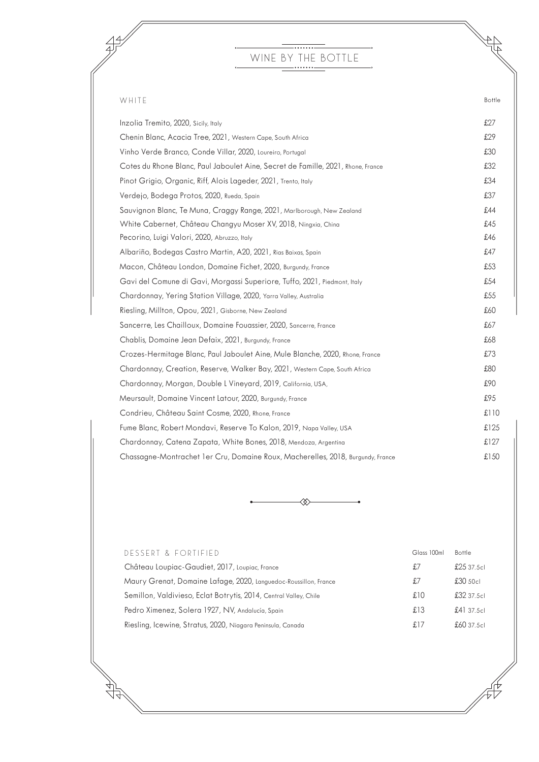# WINE BY THE BOTTLE

| WHITE | Bottle |
|---|---|
| Inzolia Tremito, 2020, Sicily, Italy | £27 |
| Chenin Blanc, Acacia Tree, 2021, Western Cape, South Africa | £29 |
| Vinho Verde Branco, Conde Villar, 2020, Loureiro, Portugal | £30 |
| Cotes du Rhone Blanc, Paul Jaboulet Aine, Secret de Famille, 2021, Rhone, France | £32 |
| Pinot Grigio, Organic, Riff, Alois Lageder, 2021, Trento, Italy | £34 |
| Verdejo, Bodega Protos, 2020, Rueda, Spain | £37 |
| Sauvignon Blanc, Te Muna, Craggy Range, 2021, Marlborough, New Zealand | £44 |
| White Cabernet, Château Changyu Moser XV, 2018, Ningxia, China | £45 |
| Pecorino, Luigi Valori, 2020, Abruzzo, Italy | £46 |
| Albariño, Bodegas Castro Martin, A20, 2021, Rias Baixas, Spain | £47 |
| Macon, Château London, Domaine Fichet, 2020, Burgundy, France | £53 |
| Gavi del Comune di Gavi, Morgassi Superiore, Tuffo, 2021, Piedmont, Italy | £54 |
| Chardonnay, Yering Station Village, 2020, Yarra Valley, Australia | £55 |
| Riesling, Millton, Opou, 2021, Gisborne, New Zealand | £60 |
| Sancerre, Les Chailloux, Domaine Fouassier, 2020, Sancerre, France | £67 |
| Chablis, Domaine Jean Defaix, 2021, Burgundy, France | £68 |
| Crozes-Hermitage Blanc, Paul Jaboulet Aine, Mule Blanche, 2020, Rhone, France | £73 |
| Chardonnay, Creation, Reserve, Walker Bay, 2021, Western Cape, South Africa | £80 |
| Chardonnay, Morgan, Double L Vineyard, 2019, California, USA, | £90 |
| Meursault, Domaine Vincent Latour, 2020, Burgundy, France | £95 |
| Condrieu, Château Saint Cosme, 2020, Rhone, France | £110 |
| Fume Blanc, Robert Mondavi, Reserve To Kalon, 2019, Napa Valley, USA | £125 |
| Chardonnay, Catena Zapata, White Bones, 2018, Mendoza, Argentina | £127 |
| Chassagne-Montrachet 1er Cru, Domaine Roux, Macherelles, 2018, Burgundy, France | £150 |

| DESSERT & FORTIFIED | Glass 100ml | Bottle |
|---|---|---|
| Château Loupiac-Gaudiet, 2017, Loupiac, France | £7 | £25 37.5cl |
| Maury Grenat, Domaine Lafage, 2020, Languedoc-Roussillon, France | £7 | £30 50cl |
| Semillon, Valdivieso, Eclat Botrytis, 2014, Central Valley, Chile | £10 | £32 37.5cl |
| Pedro Ximenez, Solera 1927, NV, Andalucia, Spain | £13 | £41 37.5cl |
| Riesling, Icewine, Stratus, 2020, Niagara Peninsula, Canada | £17 | £60 37.5cl |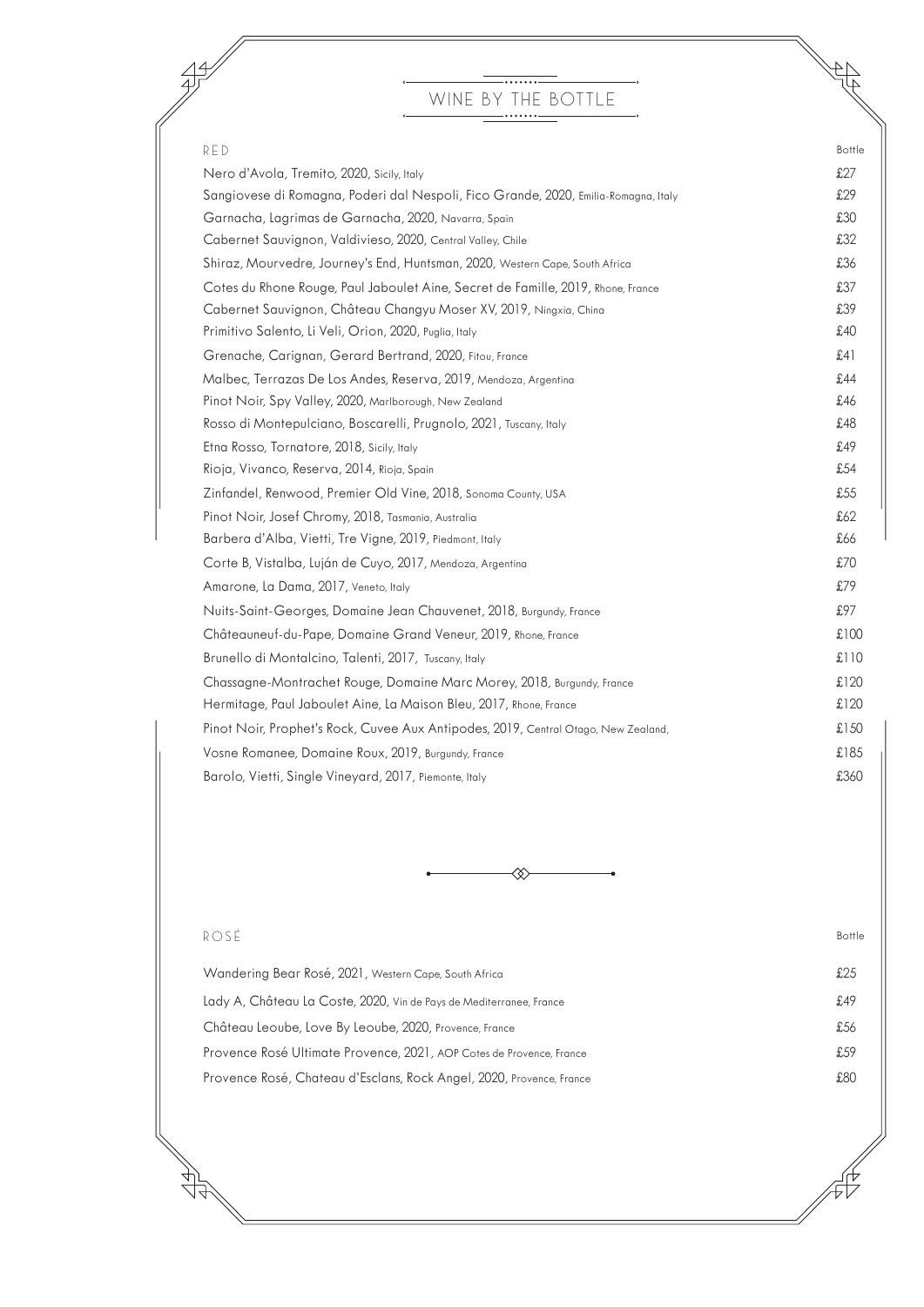# WINE BY THE BOTTLE

| RED | Bottle |
|---|---|
| Nero d'Avola, Tremito, 2020, Sicily, Italy | £27 |
| Sangiovese di Romagna, Poderi dal Nespoli, Fico Grande, 2020, Emilia-Romagna, Italy | £29 |
| Garnacha, Lagrimas de Garnacha, 2020, Navarra, Spain | £30 |
| Cabernet Sauvignon, Valdivieso, 2020, Central Valley, Chile | £32 |
| Shiraz, Mourvedre, Journey's End, Huntsman, 2020, Western Cape, South Africa | £36 |
| Cotes du Rhone Rouge, Paul Jaboulet Aine, Secret de Famille, 2019, Rhone, France | £37 |
| Cabernet Sauvignon, Château Changyu Moser XV, 2019, Ningxia, China | £39 |
| Primitivo Salento, Li Veli, Orion, 2020, Puglia, Italy | £40 |
| Grenache, Carignan, Gerard Bertrand, 2020, Fitou, France | £41 |
| Malbec, Terrazas De Los Andes, Reserva, 2019, Mendoza, Argentina | £44 |
| Pinot Noir, Spy Valley, 2020, Marlborough, New Zealand | £46 |
| Rosso di Montepulciano, Boscarelli, Prugnolo, 2021, Tuscany, Italy | £48 |
| Etna Rosso, Tornatore, 2018, Sicily, Italy | £49 |
| Rioja, Vivanco, Reserva, 2014, Rioja, Spain | £54 |
| Zinfandel, Renwood, Premier Old Vine, 2018, Sonoma County, USA | £55 |
| Pinot Noir, Josef Chromy, 2018, Tasmania, Australia | £62 |
| Barbera d'Alba, Vietti, Tre Vigne, 2019, Piedmont, Italy | £66 |
| Corte B, Vistalba, Luján de Cuyo, 2017, Mendoza, Argentina | £70 |
| Amarone, La Dama, 2017, Veneto, Italy | £79 |
| Nuits-Saint-Georges, Domaine Jean Chauvenet, 2018, Burgundy, France | £97 |
| Châteauneuf-du-Pape, Domaine Grand Veneur, 2019, Rhone, France | £100 |
| Brunello di Montalcino, Talenti, 2017, Tuscany, Italy | £110 |
| Chassagne-Montrachet Rouge, Domaine Marc Morey, 2018, Burgundy, France | £120 |
| Hermitage, Paul Jaboulet Aine, La Maison Bleu, 2017, Rhone, France | £120 |
| Pinot Noir, Prophet's Rock, Cuvee Aux Antipodes, 2019, Central Otago, New Zealand, | £150 |
| Vosne Romanee, Domaine Roux, 2019, Burgundy, France | £185 |
| Barolo, Vietti, Single Vineyard, 2017, Piemonte, Italy | £360 |

| ROSÉ | Bottle |
|---|---|
| Wandering Bear Rosé, 2021, Western Cape, South Africa | £25 |
| Lady A, Château La Coste, 2020, Vin de Pays de Mediterranee, France | £49 |
| Château Leoube, Love By Leoube, 2020, Provence, France | £56 |
| Provence Rosé Ultimate Provence, 2021, AOP Cotes de Provence, France | £59 |
| Provence Rosé, Chateau d'Esclans, Rock Angel, 2020, Provence, France | £80 |